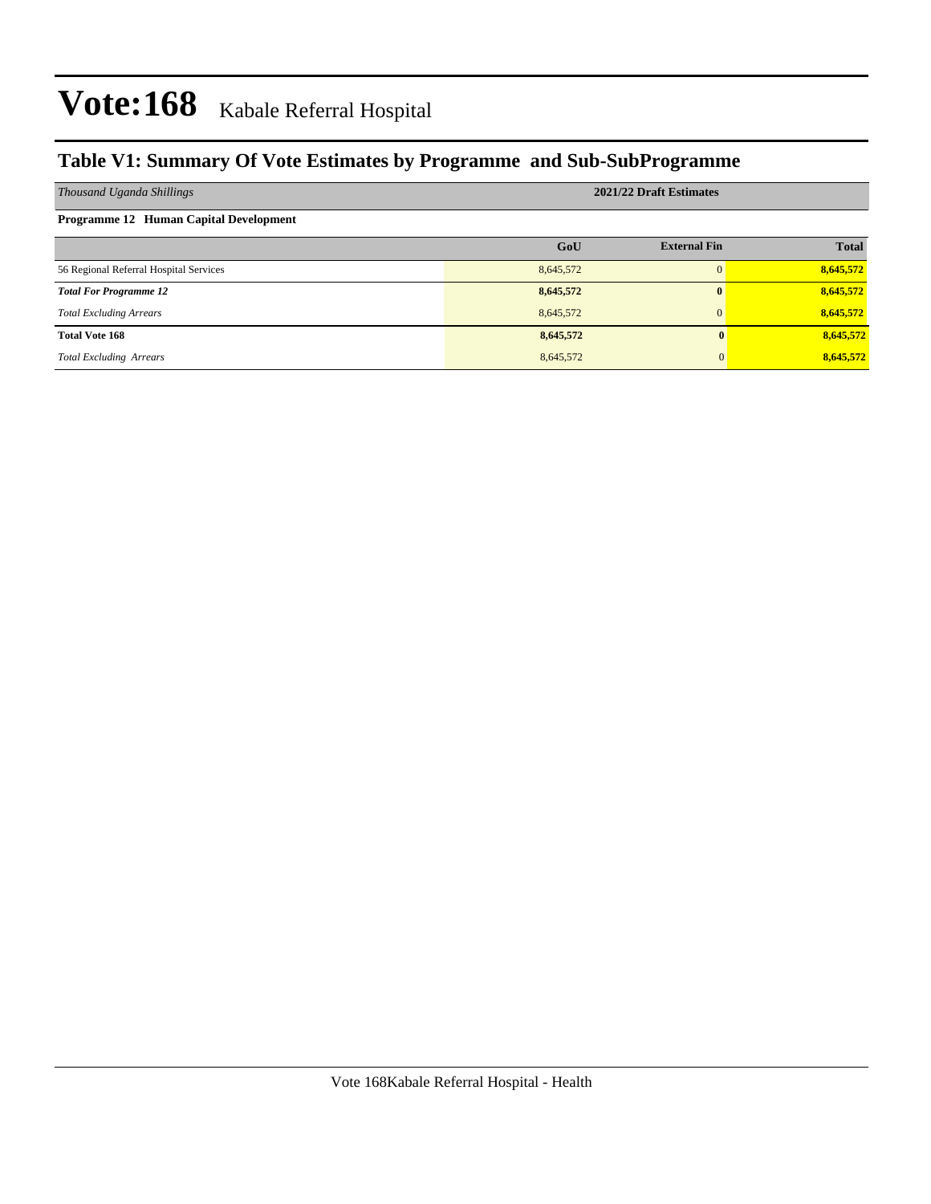# Vote:168 Kabale Referral Hospital

## Table V1: Summary Of Vote Estimates by Programme and Sub-SubProgramme

| *Thousand Uganda Shillings* | 2021/22 Draft Estimates | | |
|---|---|---|---|
| **Programme 12 Human Capital Development** | | | |
| | **GoU** | **External Fin** | **Total** |
| 56 Regional Referral Hospital Services | 8,645,572 | 0 | **8,645,572** |
| ***Total For Programme 12*** | **8,645,572** | **0** | **8,645,572** |
| *Total Excluding Arrears* | 8,645,572 | 0 | **8,645,572** |
| **Total Vote 168** | **8,645,572** | **0** | **8,645,572** |
| *Total Excluding Arrears* | 8,645,572 | 0 | **8,645,572** |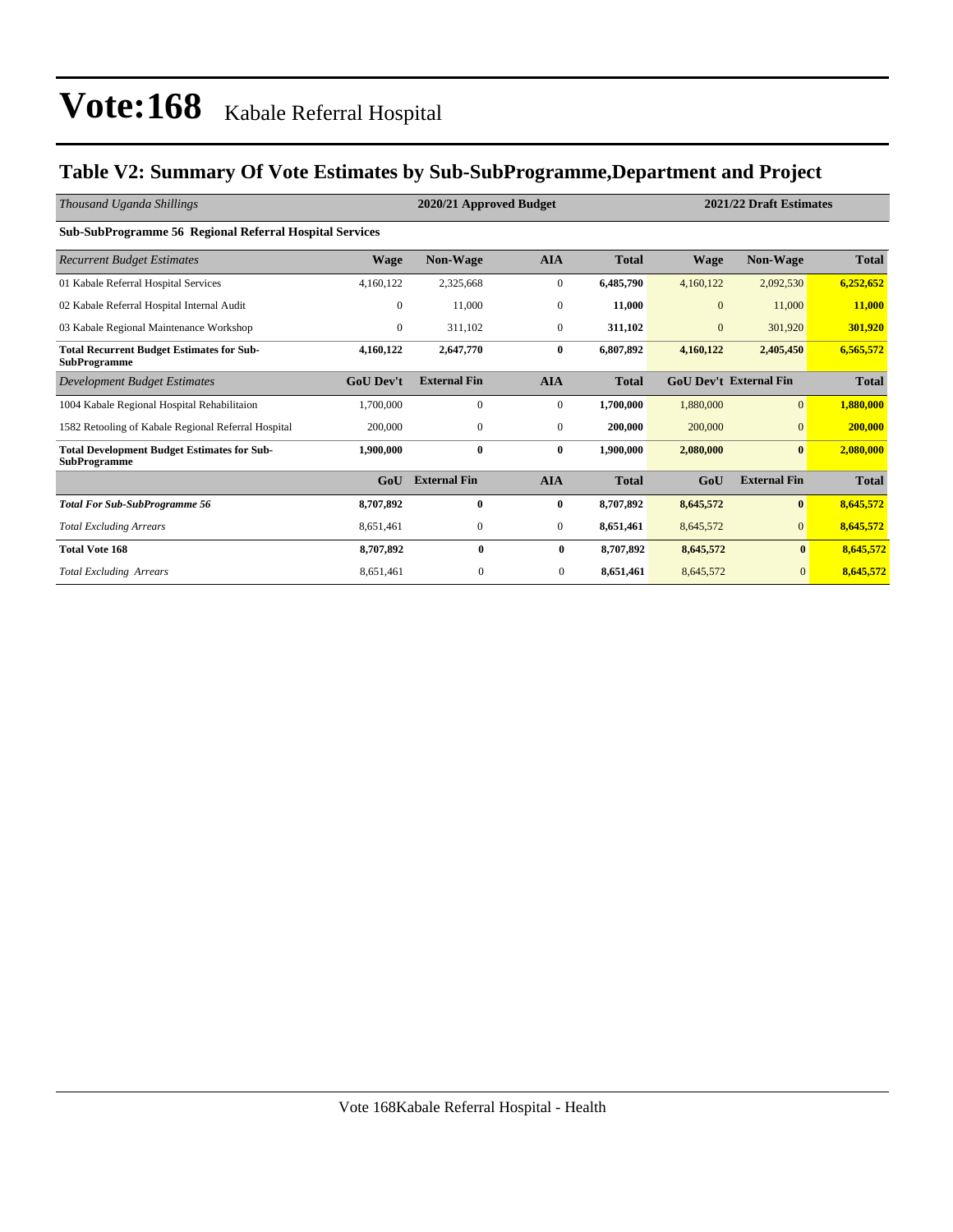# Vote:168 Kabale Referral Hospital

## Table V2: Summary Of Vote Estimates by Sub-SubProgramme,Department and Project

| *Thousand Uganda Shillings* | 2020/21 Approved Budget | | | | 2021/22 Draft Estimates | | |
|---|---|---|---|---|---|---|---|
| **Sub-SubProgramme 56 Regional Referral Hospital Services** | | | | | | | |
| *Recurrent Budget Estimates* | **Wage** | **Non-Wage** | **AIA** | **Total** | **Wage** | **Non-Wage** | **Total** |
| 01 Kabale Referral Hospital Services | 4,160,122 | 2,325,668 | 0 | **6,485,790** | 4,160,122 | 2,092,530 | **6,252,652** |
| 02 Kabale Referral Hospital Internal Audit | 0 | 11,000 | 0 | **11,000** | 0 | 11,000 | **11,000** |
| 03 Kabale Regional Maintenance Workshop | 0 | 311,102 | 0 | **311,102** | 0 | 301,920 | **301,920** |
| **Total Recurrent Budget Estimates for Sub-SubProgramme** | **4,160,122** | **2,647,770** | **0** | **6,807,892** | **4,160,122** | **2,405,450** | **6,565,572** |
| *Development Budget Estimates* | **GoU Dev't** | **External Fin** | **AIA** | **Total** | **GoU Dev't** | **External Fin** | **Total** |
| 1004 Kabale Regional Hospital Rehabilitaion | 1,700,000 | 0 | 0 | **1,700,000** | 1,880,000 | 0 | **1,880,000** |
| 1582 Retooling of Kabale Regional Referral Hospital | 200,000 | 0 | 0 | **200,000** | 200,000 | 0 | **200,000** |
| **Total Development Budget Estimates for Sub-SubProgramme** | **1,900,000** | **0** | **0** | **1,900,000** | **2,080,000** | **0** | **2,080,000** |
| | **GoU** | **External Fin** | **AIA** | **Total** | **GoU** | **External Fin** | **Total** |
| ***Total For Sub-SubProgramme 56*** | **8,707,892** | **0** | **0** | **8,707,892** | **8,645,572** | **0** | **8,645,572** |
| *Total Excluding Arrears* | 8,651,461 | 0 | 0 | **8,651,461** | 8,645,572 | 0 | **8,645,572** |
| **Total Vote 168** | **8,707,892** | **0** | **0** | **8,707,892** | **8,645,572** | **0** | **8,645,572** |
| *Total Excluding Arrears* | 8,651,461 | 0 | 0 | **8,651,461** | 8,645,572 | 0 | **8,645,572** |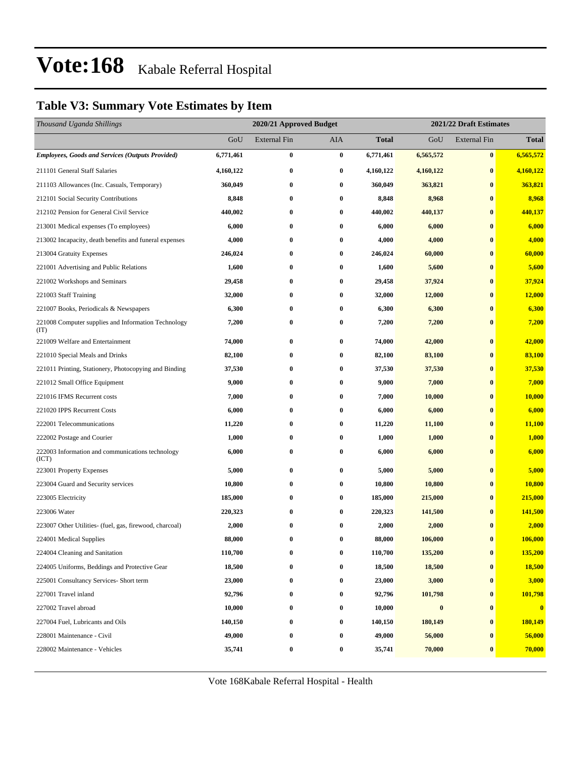# Vote:168 Kabale Referral Hospital

## Table V3: Summary Vote Estimates by Item

| *Thousand Uganda Shillings* | 2020/21 Approved Budget | | | | 2021/22 Draft Estimates | | |
|---|---|---|---|---|---|---|---|
| | GoU | External Fin | AIA | **Total** | GoU | External Fin | **Total** |
| ***Employees, Goods and Services (Outputs Provided)*** | **6,771,461** | **0** | **0** | **6,771,461** | **6,565,572** | **0** | **6,565,572** |
| 211101 General Staff Salaries | **4,160,122** | **0** | **0** | **4,160,122** | **4,160,122** | **0** | **4,160,122** |
| 211103 Allowances (Inc. Casuals, Temporary) | **360,049** | **0** | **0** | **360,049** | **363,821** | **0** | **363,821** |
| 212101 Social Security Contributions | **8,848** | **0** | **0** | **8,848** | **8,968** | **0** | **8,968** |
| 212102 Pension for General Civil Service | **440,002** | **0** | **0** | **440,002** | **440,137** | **0** | **440,137** |
| 213001 Medical expenses (To employees) | **6,000** | **0** | **0** | **6,000** | **6,000** | **0** | **6,000** |
| 213002 Incapacity, death benefits and funeral expenses | **4,000** | **0** | **0** | **4,000** | **4,000** | **0** | **4,000** |
| 213004 Gratuity Expenses | **246,024** | **0** | **0** | **246,024** | **60,000** | **0** | **60,000** |
| 221001 Advertising and Public Relations | **1,600** | **0** | **0** | **1,600** | **5,600** | **0** | **5,600** |
| 221002 Workshops and Seminars | **29,458** | **0** | **0** | **29,458** | **37,924** | **0** | **37,924** |
| 221003 Staff Training | **32,000** | **0** | **0** | **32,000** | **12,000** | **0** | **12,000** |
| 221007 Books, Periodicals & Newspapers | **6,300** | **0** | **0** | **6,300** | **6,300** | **0** | **6,300** |
| 221008 Computer supplies and Information Technology (IT) | **7,200** | **0** | **0** | **7,200** | **7,200** | **0** | **7,200** |
| 221009 Welfare and Entertainment | **74,000** | **0** | **0** | **74,000** | **42,000** | **0** | **42,000** |
| 221010 Special Meals and Drinks | **82,100** | **0** | **0** | **82,100** | **83,100** | **0** | **83,100** |
| 221011 Printing, Stationery, Photocopying and Binding | **37,530** | **0** | **0** | **37,530** | **37,530** | **0** | **37,530** |
| 221012 Small Office Equipment | **9,000** | **0** | **0** | **9,000** | **7,000** | **0** | **7,000** |
| 221016 IFMS Recurrent costs | **7,000** | **0** | **0** | **7,000** | **10,000** | **0** | **10,000** |
| 221020 IPPS Recurrent Costs | **6,000** | **0** | **0** | **6,000** | **6,000** | **0** | **6,000** |
| 222001 Telecommunications | **11,220** | **0** | **0** | **11,220** | **11,100** | **0** | **11,100** |
| 222002 Postage and Courier | **1,000** | **0** | **0** | **1,000** | **1,000** | **0** | **1,000** |
| 222003 Information and communications technology (ICT) | **6,000** | **0** | **0** | **6,000** | **6,000** | **0** | **6,000** |
| 223001 Property Expenses | **5,000** | **0** | **0** | **5,000** | **5,000** | **0** | **5,000** |
| 223004 Guard and Security services | **10,800** | **0** | **0** | **10,800** | **10,800** | **0** | **10,800** |
| 223005 Electricity | **185,000** | **0** | **0** | **185,000** | **215,000** | **0** | **215,000** |
| 223006 Water | **220,323** | **0** | **0** | **220,323** | **141,500** | **0** | **141,500** |
| 223007 Other Utilities- (fuel, gas, firewood, charcoal) | **2,000** | **0** | **0** | **2,000** | **2,000** | **0** | **2,000** |
| 224001 Medical Supplies | **88,000** | **0** | **0** | **88,000** | **106,000** | **0** | **106,000** |
| 224004 Cleaning and Sanitation | **110,700** | **0** | **0** | **110,700** | **135,200** | **0** | **135,200** |
| 224005 Uniforms, Beddings and Protective Gear | **18,500** | **0** | **0** | **18,500** | **18,500** | **0** | **18,500** |
| 225001 Consultancy Services- Short term | **23,000** | **0** | **0** | **23,000** | **3,000** | **0** | **3,000** |
| 227001 Travel inland | **92,796** | **0** | **0** | **92,796** | **101,798** | **0** | **101,798** |
| 227002 Travel abroad | **10,000** | **0** | **0** | **10,000** | **0** | **0** | **0** |
| 227004 Fuel, Lubricants and Oils | **140,150** | **0** | **0** | **140,150** | **180,149** | **0** | **180,149** |
| 228001 Maintenance - Civil | **49,000** | **0** | **0** | **49,000** | **56,000** | **0** | **56,000** |
| 228002 Maintenance - Vehicles | **35,741** | **0** | **0** | **35,741** | **70,000** | **0** | **70,000** |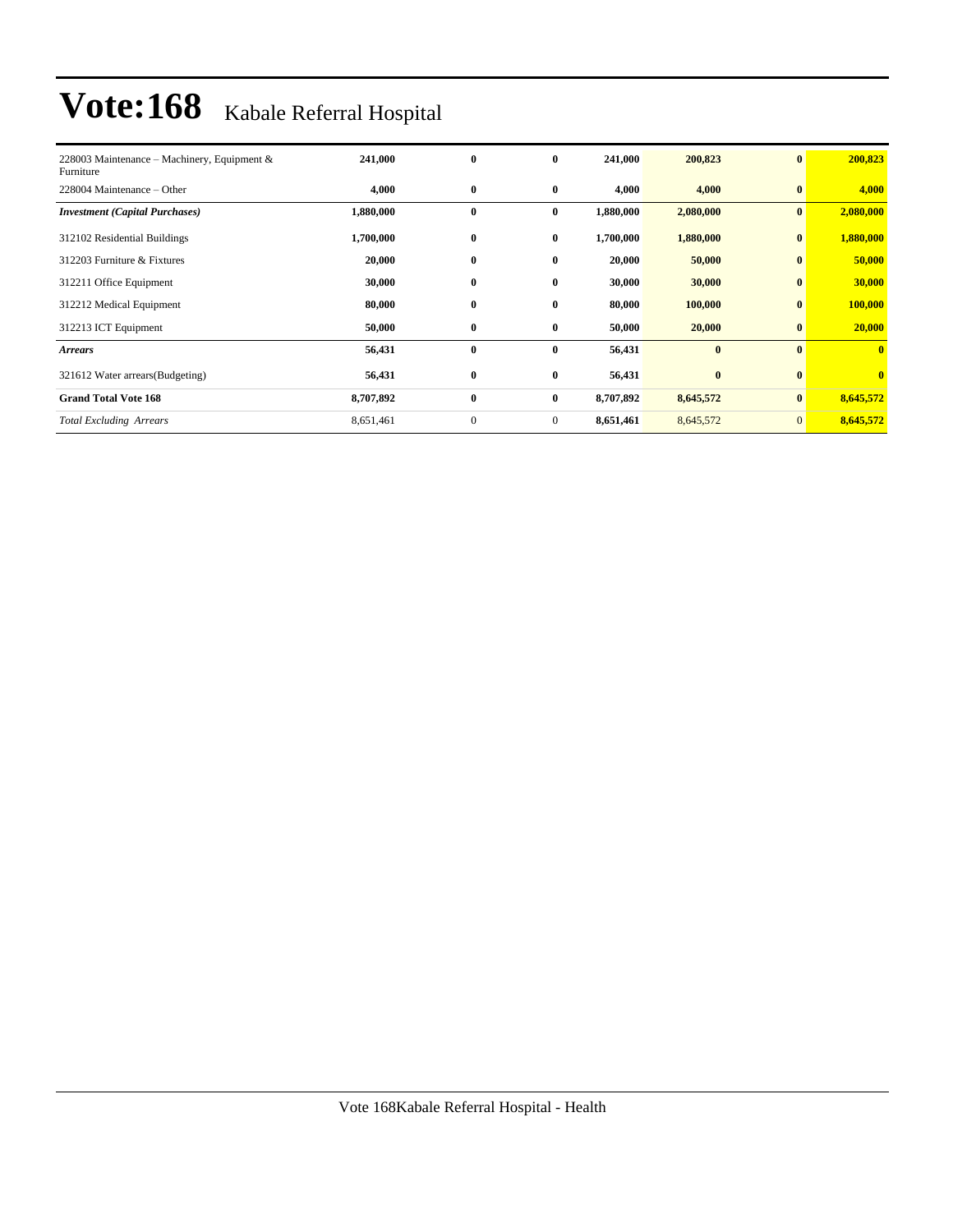# Vote:168 Kabale Referral Hospital

| | | | | | | | |
|---|---|---|---|---|---|---|---|
| 228003 Maintenance – Machinery, Equipment & Furniture | **241,000** | **0** | **0** | **241,000** | **200,823** | **0** | **200,823** |
| 228004 Maintenance – Other | **4,000** | **0** | **0** | **4,000** | **4,000** | **0** | **4,000** |
| ***Investment (Capital Purchases)*** | **1,880,000** | **0** | **0** | **1,880,000** | **2,080,000** | **0** | **2,080,000** |
| 312102 Residential Buildings | **1,700,000** | **0** | **0** | **1,700,000** | **1,880,000** | **0** | **1,880,000** |
| 312203 Furniture & Fixtures | **20,000** | **0** | **0** | **20,000** | **50,000** | **0** | **50,000** |
| 312211 Office Equipment | **30,000** | **0** | **0** | **30,000** | **30,000** | **0** | **30,000** |
| 312212 Medical Equipment | **80,000** | **0** | **0** | **80,000** | **100,000** | **0** | **100,000** |
| 312213 ICT Equipment | **50,000** | **0** | **0** | **50,000** | **20,000** | **0** | **20,000** |
| ***Arrears*** | **56,431** | **0** | **0** | **56,431** | **0** | **0** | **0** |
| 321612 Water arrears(Budgeting) | **56,431** | **0** | **0** | **56,431** | **0** | **0** | **0** |
| **Grand Total Vote 168** | **8,707,892** | **0** | **0** | **8,707,892** | **8,645,572** | **0** | **8,645,572** |
| *Total Excluding Arrears* | 8,651,461 | 0 | 0 | **8,651,461** | 8,645,572 | 0 | **8,645,572** |

Vote 168Kabale Referral Hospital - Health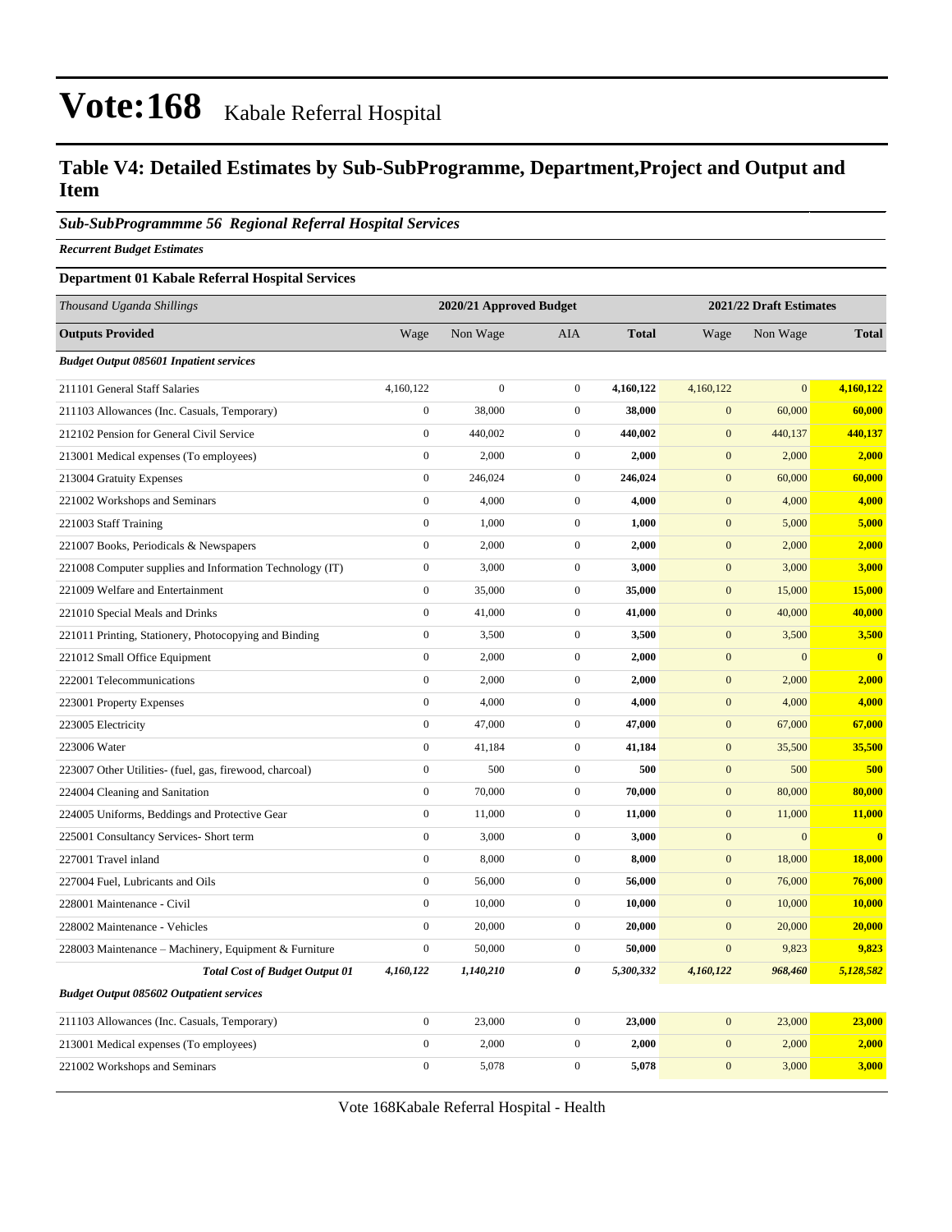# Vote:168 Kabale Referral Hospital

## Table V4: Detailed Estimates by Sub-SubProgramme, Department,Project and Output and Item

### *Sub-SubProgrammme 56 Regional Referral Hospital Services*

***Recurrent Budget Estimates***

**Department 01 Kabale Referral Hospital Services**

| *Thousand Uganda Shillings* | 2020/21 Approved Budget | | | | 2021/22 Draft Estimates | | |
|---|---|---|---|---|---|---|---|
| **Outputs Provided** | Wage | Non Wage | AIA | **Total** | Wage | Non Wage | **Total** |
| ***Budget Output 085601 Inpatient services*** | | | | | | | |
| 211101 General Staff Salaries | 4,160,122 | 0 | 0 | **4,160,122** | 4,160,122 | 0 | **4,160,122** |
| 211103 Allowances (Inc. Casuals, Temporary) | 0 | 38,000 | 0 | **38,000** | 0 | 60,000 | **60,000** |
| 212102 Pension for General Civil Service | 0 | 440,002 | 0 | **440,002** | 0 | 440,137 | **440,137** |
| 213001 Medical expenses (To employees) | 0 | 2,000 | 0 | **2,000** | 0 | 2,000 | **2,000** |
| 213004 Gratuity Expenses | 0 | 246,024 | 0 | **246,024** | 0 | 60,000 | **60,000** |
| 221002 Workshops and Seminars | 0 | 4,000 | 0 | **4,000** | 0 | 4,000 | **4,000** |
| 221003 Staff Training | 0 | 1,000 | 0 | **1,000** | 0 | 5,000 | **5,000** |
| 221007 Books, Periodicals & Newspapers | 0 | 2,000 | 0 | **2,000** | 0 | 2,000 | **2,000** |
| 221008 Computer supplies and Information Technology (IT) | 0 | 3,000 | 0 | **3,000** | 0 | 3,000 | **3,000** |
| 221009 Welfare and Entertainment | 0 | 35,000 | 0 | **35,000** | 0 | 15,000 | **15,000** |
| 221010 Special Meals and Drinks | 0 | 41,000 | 0 | **41,000** | 0 | 40,000 | **40,000** |
| 221011 Printing, Stationery, Photocopying and Binding | 0 | 3,500 | 0 | **3,500** | 0 | 3,500 | **3,500** |
| 221012 Small Office Equipment | 0 | 2,000 | 0 | **2,000** | 0 | 0 | **0** |
| 222001 Telecommunications | 0 | 2,000 | 0 | **2,000** | 0 | 2,000 | **2,000** |
| 223001 Property Expenses | 0 | 4,000 | 0 | **4,000** | 0 | 4,000 | **4,000** |
| 223005 Electricity | 0 | 47,000 | 0 | **47,000** | 0 | 67,000 | **67,000** |
| 223006 Water | 0 | 41,184 | 0 | **41,184** | 0 | 35,500 | **35,500** |
| 223007 Other Utilities- (fuel, gas, firewood, charcoal) | 0 | 500 | 0 | **500** | 0 | 500 | **500** |
| 224004 Cleaning and Sanitation | 0 | 70,000 | 0 | **70,000** | 0 | 80,000 | **80,000** |
| 224005 Uniforms, Beddings and Protective Gear | 0 | 11,000 | 0 | **11,000** | 0 | 11,000 | **11,000** |
| 225001 Consultancy Services- Short term | 0 | 3,000 | 0 | **3,000** | 0 | 0 | **0** |
| 227001 Travel inland | 0 | 8,000 | 0 | **8,000** | 0 | 18,000 | **18,000** |
| 227004 Fuel, Lubricants and Oils | 0 | 56,000 | 0 | **56,000** | 0 | 76,000 | **76,000** |
| 228001 Maintenance - Civil | 0 | 10,000 | 0 | **10,000** | 0 | 10,000 | **10,000** |
| 228002 Maintenance - Vehicles | 0 | 20,000 | 0 | **20,000** | 0 | 20,000 | **20,000** |
| 228003 Maintenance – Machinery, Equipment & Furniture | 0 | 50,000 | 0 | **50,000** | 0 | 9,823 | **9,823** |
| ***Total Cost of Budget Output 01*** | ***4,160,122*** | ***1,140,210*** | ***0*** | ***5,300,332*** | ***4,160,122*** | ***968,460*** | ***5,128,582*** |
| ***Budget Output 085602 Outpatient services*** | | | | | | | |
| 211103 Allowances (Inc. Casuals, Temporary) | 0 | 23,000 | 0 | **23,000** | 0 | 23,000 | **23,000** |
| 213001 Medical expenses (To employees) | 0 | 2,000 | 0 | **2,000** | 0 | 2,000 | **2,000** |
| 221002 Workshops and Seminars | 0 | 5,078 | 0 | **5,078** | 0 | 3,000 | **3,000** |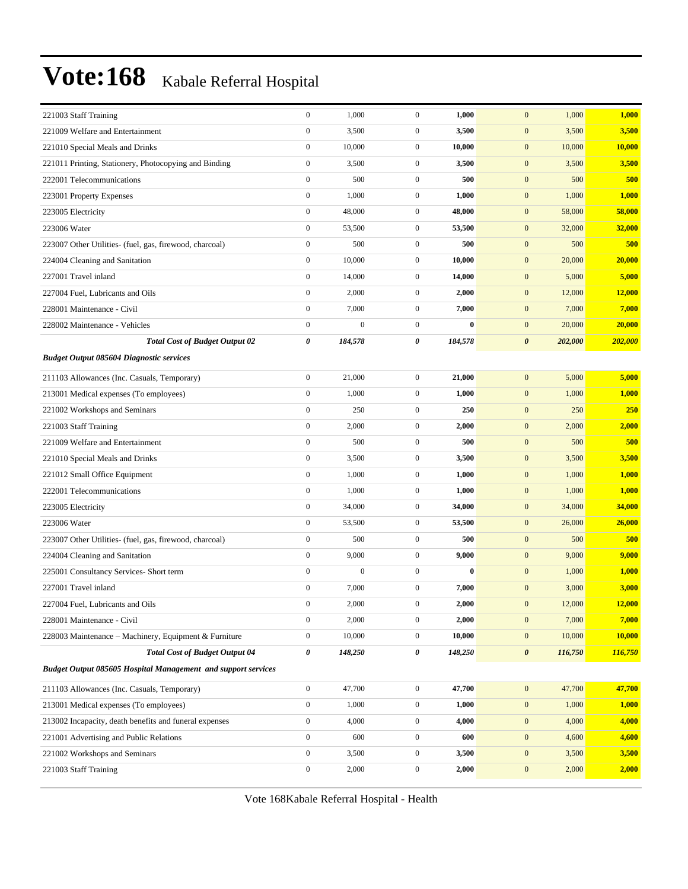# Vote:168 Kabale Referral Hospital

| | | | | | | | |
|---|---|---|---|---|---|---|---|
| 221003 Staff Training | 0 | 1,000 | 0 | **1,000** | 0 | 1,000 | **1,000** |
| 221009 Welfare and Entertainment | 0 | 3,500 | 0 | **3,500** | 0 | 3,500 | **3,500** |
| 221010 Special Meals and Drinks | 0 | 10,000 | 0 | **10,000** | 0 | 10,000 | **10,000** |
| 221011 Printing, Stationery, Photocopying and Binding | 0 | 3,500 | 0 | **3,500** | 0 | 3,500 | **3,500** |
| 222001 Telecommunications | 0 | 500 | 0 | **500** | 0 | 500 | **500** |
| 223001 Property Expenses | 0 | 1,000 | 0 | **1,000** | 0 | 1,000 | **1,000** |
| 223005 Electricity | 0 | 48,000 | 0 | **48,000** | 0 | 58,000 | **58,000** |
| 223006 Water | 0 | 53,500 | 0 | **53,500** | 0 | 32,000 | **32,000** |
| 223007 Other Utilities- (fuel, gas, firewood, charcoal) | 0 | 500 | 0 | **500** | 0 | 500 | **500** |
| 224004 Cleaning and Sanitation | 0 | 10,000 | 0 | **10,000** | 0 | 20,000 | **20,000** |
| 227001 Travel inland | 0 | 14,000 | 0 | **14,000** | 0 | 5,000 | **5,000** |
| 227004 Fuel, Lubricants and Oils | 0 | 2,000 | 0 | **2,000** | 0 | 12,000 | **12,000** |
| 228001 Maintenance - Civil | 0 | 7,000 | 0 | **7,000** | 0 | 7,000 | **7,000** |
| 228002 Maintenance - Vehicles | 0 | 0 | 0 | **0** | 0 | 20,000 | **20,000** |
| ***Total Cost of Budget Output 02*** | ***0*** | ***184,578*** | ***0*** | ***184,578*** | ***0*** | ***202,000*** | ***202,000*** |
| ***Budget Output 085604 Diagnostic services*** | | | | | | | |
| 211103 Allowances (Inc. Casuals, Temporary) | 0 | 21,000 | 0 | **21,000** | 0 | 5,000 | **5,000** |
| 213001 Medical expenses (To employees) | 0 | 1,000 | 0 | **1,000** | 0 | 1,000 | **1,000** |
| 221002 Workshops and Seminars | 0 | 250 | 0 | **250** | 0 | 250 | **250** |
| 221003 Staff Training | 0 | 2,000 | 0 | **2,000** | 0 | 2,000 | **2,000** |
| 221009 Welfare and Entertainment | 0 | 500 | 0 | **500** | 0 | 500 | **500** |
| 221010 Special Meals and Drinks | 0 | 3,500 | 0 | **3,500** | 0 | 3,500 | **3,500** |
| 221012 Small Office Equipment | 0 | 1,000 | 0 | **1,000** | 0 | 1,000 | **1,000** |
| 222001 Telecommunications | 0 | 1,000 | 0 | **1,000** | 0 | 1,000 | **1,000** |
| 223005 Electricity | 0 | 34,000 | 0 | **34,000** | 0 | 34,000 | **34,000** |
| 223006 Water | 0 | 53,500 | 0 | **53,500** | 0 | 26,000 | **26,000** |
| 223007 Other Utilities- (fuel, gas, firewood, charcoal) | 0 | 500 | 0 | **500** | 0 | 500 | **500** |
| 224004 Cleaning and Sanitation | 0 | 9,000 | 0 | **9,000** | 0 | 9,000 | **9,000** |
| 225001 Consultancy Services- Short term | 0 | 0 | 0 | **0** | 0 | 1,000 | **1,000** |
| 227001 Travel inland | 0 | 7,000 | 0 | **7,000** | 0 | 3,000 | **3,000** |
| 227004 Fuel, Lubricants and Oils | 0 | 2,000 | 0 | **2,000** | 0 | 12,000 | **12,000** |
| 228001 Maintenance - Civil | 0 | 2,000 | 0 | **2,000** | 0 | 7,000 | **7,000** |
| 228003 Maintenance – Machinery, Equipment & Furniture | 0 | 10,000 | 0 | **10,000** | 0 | 10,000 | **10,000** |
| ***Total Cost of Budget Output 04*** | ***0*** | ***148,250*** | ***0*** | ***148,250*** | ***0*** | ***116,750*** | ***116,750*** |
| ***Budget Output 085605 Hospital Management and support services*** | | | | | | | |
| 211103 Allowances (Inc. Casuals, Temporary) | 0 | 47,700 | 0 | **47,700** | 0 | 47,700 | **47,700** |
| 213001 Medical expenses (To employees) | 0 | 1,000 | 0 | **1,000** | 0 | 1,000 | **1,000** |
| 213002 Incapacity, death benefits and funeral expenses | 0 | 4,000 | 0 | **4,000** | 0 | 4,000 | **4,000** |
| 221001 Advertising and Public Relations | 0 | 600 | 0 | **600** | 0 | 4,600 | **4,600** |
| 221002 Workshops and Seminars | 0 | 3,500 | 0 | **3,500** | 0 | 3,500 | **3,500** |
| 221003 Staff Training | 0 | 2,000 | 0 | **2,000** | 0 | 2,000 | **2,000** |

Vote 168Kabale Referral Hospital - Health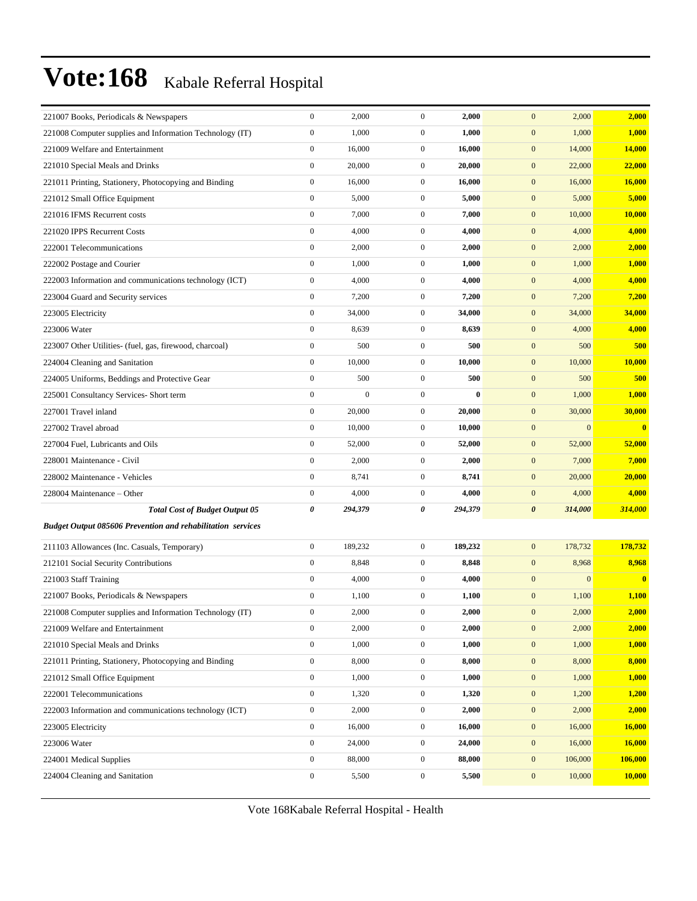# Vote:168 Kabale Referral Hospital

| | | | | | | | |
|---|---|---|---|---|---|---|---|
| 221007 Books, Periodicals & Newspapers | 0 | 2,000 | 0 | **2,000** | 0 | 2,000 | **2,000** |
| 221008 Computer supplies and Information Technology (IT) | 0 | 1,000 | 0 | **1,000** | 0 | 1,000 | **1,000** |
| 221009 Welfare and Entertainment | 0 | 16,000 | 0 | **16,000** | 0 | 14,000 | **14,000** |
| 221010 Special Meals and Drinks | 0 | 20,000 | 0 | **20,000** | 0 | 22,000 | **22,000** |
| 221011 Printing, Stationery, Photocopying and Binding | 0 | 16,000 | 0 | **16,000** | 0 | 16,000 | **16,000** |
| 221012 Small Office Equipment | 0 | 5,000 | 0 | **5,000** | 0 | 5,000 | **5,000** |
| 221016 IFMS Recurrent costs | 0 | 7,000 | 0 | **7,000** | 0 | 10,000 | **10,000** |
| 221020 IPPS Recurrent Costs | 0 | 4,000 | 0 | **4,000** | 0 | 4,000 | **4,000** |
| 222001 Telecommunications | 0 | 2,000 | 0 | **2,000** | 0 | 2,000 | **2,000** |
| 222002 Postage and Courier | 0 | 1,000 | 0 | **1,000** | 0 | 1,000 | **1,000** |
| 222003 Information and communications technology (ICT) | 0 | 4,000 | 0 | **4,000** | 0 | 4,000 | **4,000** |
| 223004 Guard and Security services | 0 | 7,200 | 0 | **7,200** | 0 | 7,200 | **7,200** |
| 223005 Electricity | 0 | 34,000 | 0 | **34,000** | 0 | 34,000 | **34,000** |
| 223006 Water | 0 | 8,639 | 0 | **8,639** | 0 | 4,000 | **4,000** |
| 223007 Other Utilities- (fuel, gas, firewood, charcoal) | 0 | 500 | 0 | **500** | 0 | 500 | **500** |
| 224004 Cleaning and Sanitation | 0 | 10,000 | 0 | **10,000** | 0 | 10,000 | **10,000** |
| 224005 Uniforms, Beddings and Protective Gear | 0 | 500 | 0 | **500** | 0 | 500 | **500** |
| 225001 Consultancy Services- Short term | 0 | 0 | 0 | **0** | 0 | 1,000 | **1,000** |
| 227001 Travel inland | 0 | 20,000 | 0 | **20,000** | 0 | 30,000 | **30,000** |
| 227002 Travel abroad | 0 | 10,000 | 0 | **10,000** | 0 | 0 | **0** |
| 227004 Fuel, Lubricants and Oils | 0 | 52,000 | 0 | **52,000** | 0 | 52,000 | **52,000** |
| 228001 Maintenance - Civil | 0 | 2,000 | 0 | **2,000** | 0 | 7,000 | **7,000** |
| 228002 Maintenance - Vehicles | 0 | 8,741 | 0 | **8,741** | 0 | 20,000 | **20,000** |
| 228004 Maintenance – Other | 0 | 4,000 | 0 | **4,000** | 0 | 4,000 | **4,000** |
| ***Total Cost of Budget Output 05*** | ***0*** | ***294,379*** | ***0*** | ***294,379*** | ***0*** | ***314,000*** | ***314,000*** |
| ***Budget Output 085606 Prevention and rehabilitation services*** | | | | | | | |
| 211103 Allowances (Inc. Casuals, Temporary) | 0 | 189,232 | 0 | **189,232** | 0 | 178,732 | **178,732** |
| 212101 Social Security Contributions | 0 | 8,848 | 0 | **8,848** | 0 | 8,968 | **8,968** |
| 221003 Staff Training | 0 | 4,000 | 0 | **4,000** | 0 | 0 | **0** |
| 221007 Books, Periodicals & Newspapers | 0 | 1,100 | 0 | **1,100** | 0 | 1,100 | **1,100** |
| 221008 Computer supplies and Information Technology (IT) | 0 | 2,000 | 0 | **2,000** | 0 | 2,000 | **2,000** |
| 221009 Welfare and Entertainment | 0 | 2,000 | 0 | **2,000** | 0 | 2,000 | **2,000** |
| 221010 Special Meals and Drinks | 0 | 1,000 | 0 | **1,000** | 0 | 1,000 | **1,000** |
| 221011 Printing, Stationery, Photocopying and Binding | 0 | 8,000 | 0 | **8,000** | 0 | 8,000 | **8,000** |
| 221012 Small Office Equipment | 0 | 1,000 | 0 | **1,000** | 0 | 1,000 | **1,000** |
| 222001 Telecommunications | 0 | 1,320 | 0 | **1,320** | 0 | 1,200 | **1,200** |
| 222003 Information and communications technology (ICT) | 0 | 2,000 | 0 | **2,000** | 0 | 2,000 | **2,000** |
| 223005 Electricity | 0 | 16,000 | 0 | **16,000** | 0 | 16,000 | **16,000** |
| 223006 Water | 0 | 24,000 | 0 | **24,000** | 0 | 16,000 | **16,000** |
| 224001 Medical Supplies | 0 | 88,000 | 0 | **88,000** | 0 | 106,000 | **106,000** |
| 224004 Cleaning and Sanitation | 0 | 5,500 | 0 | **5,500** | 0 | 10,000 | **10,000** |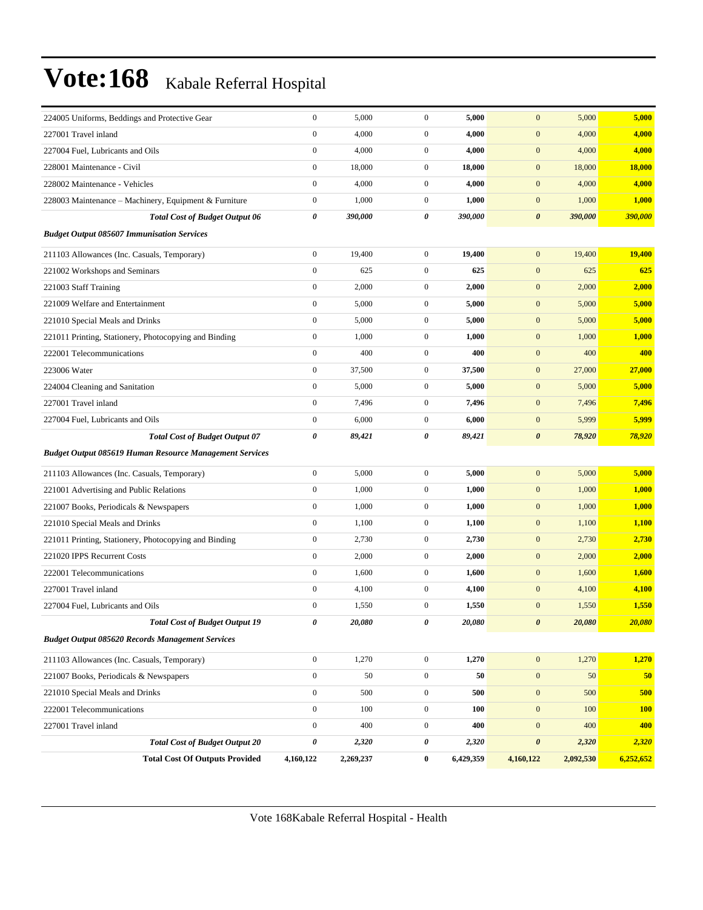# Vote:168 Kabale Referral Hospital

| | | | | | | | |
|---|---|---|---|---|---|---|---|
| 224005 Uniforms, Beddings and Protective Gear | 0 | 5,000 | 0 | **5,000** | 0 | 5,000 | **5,000** |
| 227001 Travel inland | 0 | 4,000 | 0 | **4,000** | 0 | 4,000 | **4,000** |
| 227004 Fuel, Lubricants and Oils | 0 | 4,000 | 0 | **4,000** | 0 | 4,000 | **4,000** |
| 228001 Maintenance - Civil | 0 | 18,000 | 0 | **18,000** | 0 | 18,000 | **18,000** |
| 228002 Maintenance - Vehicles | 0 | 4,000 | 0 | **4,000** | 0 | 4,000 | **4,000** |
| 228003 Maintenance – Machinery, Equipment & Furniture | 0 | 1,000 | 0 | **1,000** | 0 | 1,000 | **1,000** |
| ***Total Cost of Budget Output 06*** | ***0*** | ***390,000*** | ***0*** | ***390,000*** | ***0*** | ***390,000*** | ***390,000*** |
| ***Budget Output 085607 Immunisation Services*** | | | | | | | |
| 211103 Allowances (Inc. Casuals, Temporary) | 0 | 19,400 | 0 | **19,400** | 0 | 19,400 | **19,400** |
| 221002 Workshops and Seminars | 0 | 625 | 0 | **625** | 0 | 625 | **625** |
| 221003 Staff Training | 0 | 2,000 | 0 | **2,000** | 0 | 2,000 | **2,000** |
| 221009 Welfare and Entertainment | 0 | 5,000 | 0 | **5,000** | 0 | 5,000 | **5,000** |
| 221010 Special Meals and Drinks | 0 | 5,000 | 0 | **5,000** | 0 | 5,000 | **5,000** |
| 221011 Printing, Stationery, Photocopying and Binding | 0 | 1,000 | 0 | **1,000** | 0 | 1,000 | **1,000** |
| 222001 Telecommunications | 0 | 400 | 0 | **400** | 0 | 400 | **400** |
| 223006 Water | 0 | 37,500 | 0 | **37,500** | 0 | 27,000 | **27,000** |
| 224004 Cleaning and Sanitation | 0 | 5,000 | 0 | **5,000** | 0 | 5,000 | **5,000** |
| 227001 Travel inland | 0 | 7,496 | 0 | **7,496** | 0 | 7,496 | **7,496** |
| 227004 Fuel, Lubricants and Oils | 0 | 6,000 | 0 | **6,000** | 0 | 5,999 | **5,999** |
| ***Total Cost of Budget Output 07*** | ***0*** | ***89,421*** | ***0*** | ***89,421*** | ***0*** | ***78,920*** | ***78,920*** |
| ***Budget Output 085619 Human Resource Management Services*** | | | | | | | |
| 211103 Allowances (Inc. Casuals, Temporary) | 0 | 5,000 | 0 | **5,000** | 0 | 5,000 | **5,000** |
| 221001 Advertising and Public Relations | 0 | 1,000 | 0 | **1,000** | 0 | 1,000 | **1,000** |
| 221007 Books, Periodicals & Newspapers | 0 | 1,000 | 0 | **1,000** | 0 | 1,000 | **1,000** |
| 221010 Special Meals and Drinks | 0 | 1,100 | 0 | **1,100** | 0 | 1,100 | **1,100** |
| 221011 Printing, Stationery, Photocopying and Binding | 0 | 2,730 | 0 | **2,730** | 0 | 2,730 | **2,730** |
| 221020 IPPS Recurrent Costs | 0 | 2,000 | 0 | **2,000** | 0 | 2,000 | **2,000** |
| 222001 Telecommunications | 0 | 1,600 | 0 | **1,600** | 0 | 1,600 | **1,600** |
| 227001 Travel inland | 0 | 4,100 | 0 | **4,100** | 0 | 4,100 | **4,100** |
| 227004 Fuel, Lubricants and Oils | 0 | 1,550 | 0 | **1,550** | 0 | 1,550 | **1,550** |
| ***Total Cost of Budget Output 19*** | ***0*** | ***20,080*** | ***0*** | ***20,080*** | ***0*** | ***20,080*** | ***20,080*** |
| ***Budget Output 085620 Records Management Services*** | | | | | | | |
| 211103 Allowances (Inc. Casuals, Temporary) | 0 | 1,270 | 0 | **1,270** | 0 | 1,270 | **1,270** |
| 221007 Books, Periodicals & Newspapers | 0 | 50 | 0 | **50** | 0 | 50 | **50** |
| 221010 Special Meals and Drinks | 0 | 500 | 0 | **500** | 0 | 500 | **500** |
| 222001 Telecommunications | 0 | 100 | 0 | **100** | 0 | 100 | **100** |
| 227001 Travel inland | 0 | 400 | 0 | **400** | 0 | 400 | **400** |
| ***Total Cost of Budget Output 20*** | ***0*** | ***2,320*** | ***0*** | ***2,320*** | ***0*** | ***2,320*** | ***2,320*** |
| **Total Cost Of Outputs Provided** | **4,160,122** | **2,269,237** | **0** | **6,429,359** | **4,160,122** | **2,092,530** | **6,252,652** |

Vote 168Kabale Referral Hospital - Health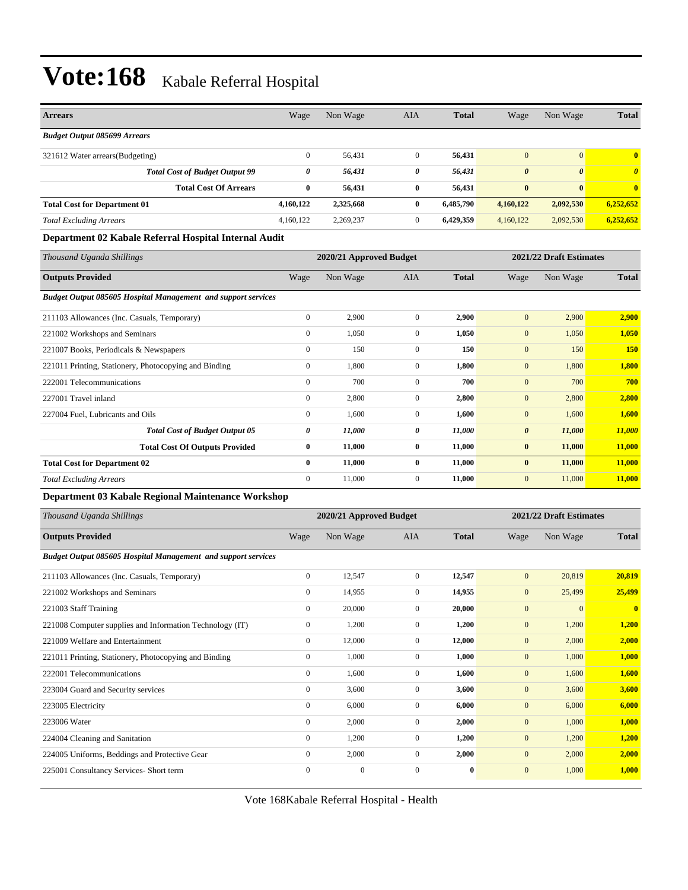# Vote:168 Kabale Referral Hospital

| Arrears | Wage | Non Wage | AIA | Total | Wage | Non Wage | Total |
|---|---|---|---|---|---|---|---|
| ***Budget Output 085699 Arrears*** | | | | | | | |
| 321612 Water arrears(Budgeting) | 0 | 56,431 | 0 | **56,431** | 0 | 0 | **0** |
| ***Total Cost of Budget Output 99*** | ***0*** | ***56,431*** | ***0*** | ***56,431*** | ***0*** | ***0*** | ***0*** |
| **Total Cost Of Arrears** | **0** | **56,431** | **0** | **56,431** | **0** | **0** | **0** |
| **Total Cost for Department 01** | **4,160,122** | **2,325,668** | **0** | **6,485,790** | **4,160,122** | **2,092,530** | **6,252,652** |
| *Total Excluding Arrears* | 4,160,122 | 2,269,237 | 0 | **6,429,359** | 4,160,122 | 2,092,530 | **6,252,652** |

### Department 02 Kabale Referral Hospital Internal Audit

| *Thousand Uganda Shillings* | 2020/21 Approved Budget | | | | 2021/22 Draft Estimates | | |
|---|---|---|---|---|---|---|---|
| **Outputs Provided** | Wage | Non Wage | AIA | **Total** | Wage | Non Wage | **Total** |
| ***Budget Output 085605 Hospital Management and support services*** | | | | | | | |
| 211103 Allowances (Inc. Casuals, Temporary) | 0 | 2,900 | 0 | **2,900** | 0 | 2,900 | **2,900** |
| 221002 Workshops and Seminars | 0 | 1,050 | 0 | **1,050** | 0 | 1,050 | **1,050** |
| 221007 Books, Periodicals & Newspapers | 0 | 150 | 0 | **150** | 0 | 150 | **150** |
| 221011 Printing, Stationery, Photocopying and Binding | 0 | 1,800 | 0 | **1,800** | 0 | 1,800 | **1,800** |
| 222001 Telecommunications | 0 | 700 | 0 | **700** | 0 | 700 | **700** |
| 227001 Travel inland | 0 | 2,800 | 0 | **2,800** | 0 | 2,800 | **2,800** |
| 227004 Fuel, Lubricants and Oils | 0 | 1,600 | 0 | **1,600** | 0 | 1,600 | **1,600** |
| ***Total Cost of Budget Output 05*** | ***0*** | ***11,000*** | ***0*** | ***11,000*** | ***0*** | ***11,000*** | ***11,000*** |
| **Total Cost Of Outputs Provided** | **0** | **11,000** | **0** | **11,000** | **0** | **11,000** | **11,000** |
| **Total Cost for Department 02** | **0** | **11,000** | **0** | **11,000** | **0** | **11,000** | **11,000** |
| *Total Excluding Arrears* | 0 | 11,000 | 0 | **11,000** | 0 | 11,000 | **11,000** |

### Department 03 Kabale Regional Maintenance Workshop

| *Thousand Uganda Shillings* | 2020/21 Approved Budget | | | | 2021/22 Draft Estimates | | |
|---|---|---|---|---|---|---|---|
| **Outputs Provided** | Wage | Non Wage | AIA | **Total** | Wage | Non Wage | **Total** |
| ***Budget Output 085605 Hospital Management and support services*** | | | | | | | |
| 211103 Allowances (Inc. Casuals, Temporary) | 0 | 12,547 | 0 | **12,547** | 0 | 20,819 | **20,819** |
| 221002 Workshops and Seminars | 0 | 14,955 | 0 | **14,955** | 0 | 25,499 | **25,499** |
| 221003 Staff Training | 0 | 20,000 | 0 | **20,000** | 0 | 0 | **0** |
| 221008 Computer supplies and Information Technology (IT) | 0 | 1,200 | 0 | **1,200** | 0 | 1,200 | **1,200** |
| 221009 Welfare and Entertainment | 0 | 12,000 | 0 | **12,000** | 0 | 2,000 | **2,000** |
| 221011 Printing, Stationery, Photocopying and Binding | 0 | 1,000 | 0 | **1,000** | 0 | 1,000 | **1,000** |
| 222001 Telecommunications | 0 | 1,600 | 0 | **1,600** | 0 | 1,600 | **1,600** |
| 223004 Guard and Security services | 0 | 3,600 | 0 | **3,600** | 0 | 3,600 | **3,600** |
| 223005 Electricity | 0 | 6,000 | 0 | **6,000** | 0 | 6,000 | **6,000** |
| 223006 Water | 0 | 2,000 | 0 | **2,000** | 0 | 1,000 | **1,000** |
| 224004 Cleaning and Sanitation | 0 | 1,200 | 0 | **1,200** | 0 | 1,200 | **1,200** |
| 224005 Uniforms, Beddings and Protective Gear | 0 | 2,000 | 0 | **2,000** | 0 | 2,000 | **2,000** |
| 225001 Consultancy Services- Short term | 0 | 0 | 0 | **0** | 0 | 1,000 | **1,000** |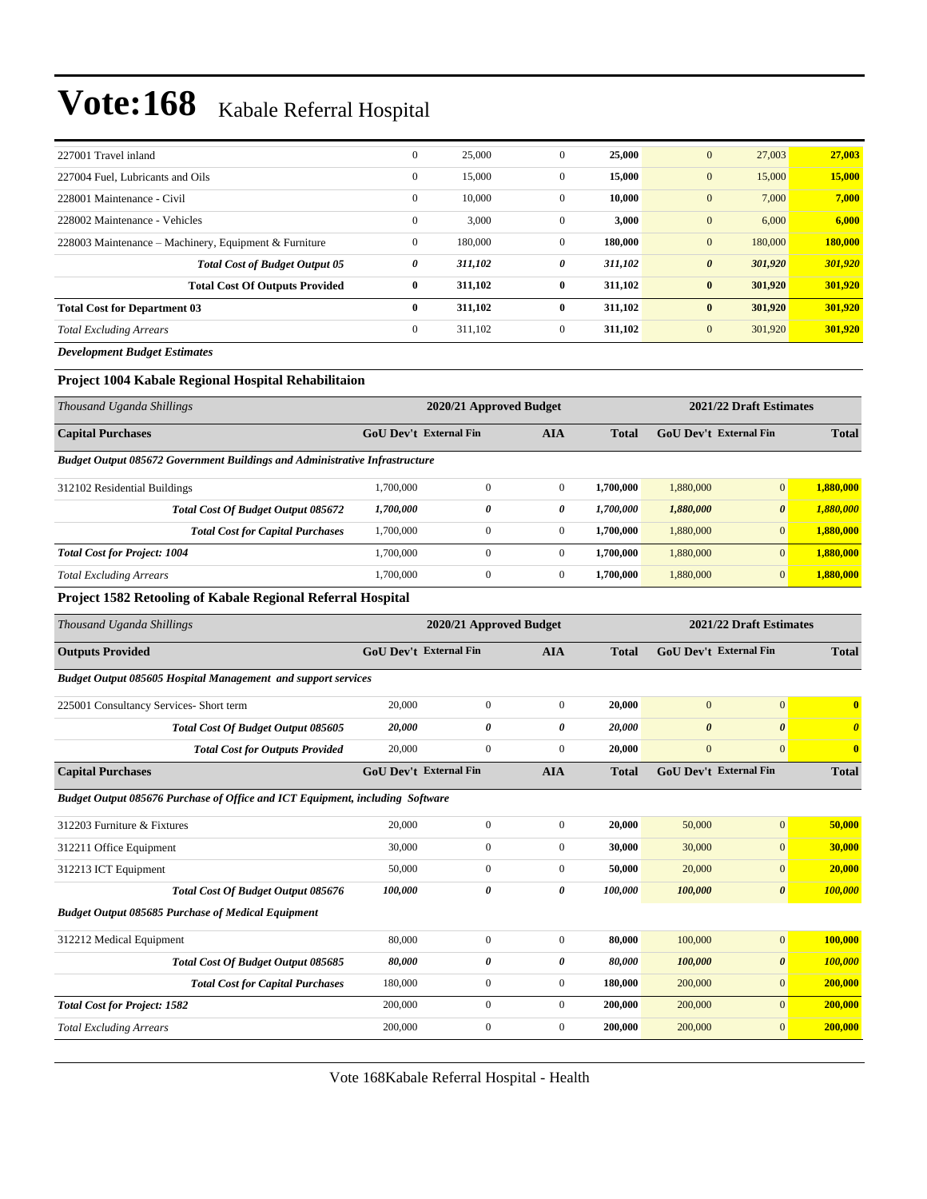# Vote:168 Kabale Referral Hospital

| | | | | | | | |
|---|---|---|---|---|---|---|---|
| 227001 Travel inland | 0 | 25,000 | 0 | **25,000** | 0 | 27,003 | **27,003** |
| 227004 Fuel, Lubricants and Oils | 0 | 15,000 | 0 | **15,000** | 0 | 15,000 | **15,000** |
| 228001 Maintenance - Civil | 0 | 10,000 | 0 | **10,000** | 0 | 7,000 | **7,000** |
| 228002 Maintenance - Vehicles | 0 | 3,000 | 0 | **3,000** | 0 | 6,000 | **6,000** |
| 228003 Maintenance – Machinery, Equipment & Furniture | 0 | 180,000 | 0 | **180,000** | 0 | 180,000 | **180,000** |
| ***Total Cost of Budget Output 05*** | ***0*** | ***311,102*** | ***0*** | ***311,102*** | ***0*** | ***301,920*** | ***301,920*** |
| **Total Cost Of Outputs Provided** | **0** | **311,102** | **0** | **311,102** | **0** | **301,920** | **301,920** |
| **Total Cost for Department 03** | **0** | **311,102** | **0** | **311,102** | **0** | **301,920** | **301,920** |
| *Total Excluding Arrears* | 0 | 311,102 | 0 | **311,102** | 0 | 301,920 | **301,920** |

***Development Budget Estimates***

### Project 1004 Kabale Regional Hospital Rehabilitaion

| *Thousand Uganda Shillings* | 2020/21 Approved Budget | | | | 2021/22 Draft Estimates | | |
|---|---|---|---|---|---|---|---|
| **Capital Purchases** | **GoU Dev't** | **External Fin** | **AIA** | **Total** | **GoU Dev't** | **External Fin** | **Total** |
| ***Budget Output 085672 Government Buildings and Administrative Infrastructure*** | | | | | | | |
| 312102 Residential Buildings | 1,700,000 | 0 | 0 | **1,700,000** | 1,880,000 | 0 | **1,880,000** |
| ***Total Cost Of Budget Output 085672*** | ***1,700,000*** | ***0*** | ***0*** | ***1,700,000*** | ***1,880,000*** | ***0*** | ***1,880,000*** |
| ***Total Cost for Capital Purchases*** | 1,700,000 | 0 | 0 | **1,700,000** | 1,880,000 | 0 | **1,880,000** |
| ***Total Cost for Project: 1004*** | 1,700,000 | 0 | 0 | **1,700,000** | 1,880,000 | 0 | **1,880,000** |
| *Total Excluding Arrears* | 1,700,000 | 0 | 0 | **1,700,000** | 1,880,000 | 0 | **1,880,000** |

### Project 1582 Retooling of Kabale Regional Referral Hospital

| *Thousand Uganda Shillings* | 2020/21 Approved Budget | | | | 2021/22 Draft Estimates | | |
|---|---|---|---|---|---|---|---|
| **Outputs Provided** | **GoU Dev't** | **External Fin** | **AIA** | **Total** | **GoU Dev't** | **External Fin** | **Total** |
| ***Budget Output 085605 Hospital Management and support services*** | | | | | | | |
| 225001 Consultancy Services- Short term | 20,000 | 0 | 0 | **20,000** | 0 | 0 | **0** |
| ***Total Cost Of Budget Output 085605*** | ***20,000*** | ***0*** | ***0*** | ***20,000*** | ***0*** | ***0*** | ***0*** |
| ***Total Cost for Outputs Provided*** | 20,000 | 0 | 0 | **20,000** | 0 | 0 | **0** |
| **Capital Purchases** | **GoU Dev't** | **External Fin** | **AIA** | **Total** | **GoU Dev't** | **External Fin** | **Total** |
| ***Budget Output 085676 Purchase of Office and ICT Equipment, including Software*** | | | | | | | |
| 312203 Furniture & Fixtures | 20,000 | 0 | 0 | **20,000** | 50,000 | 0 | **50,000** |
| 312211 Office Equipment | 30,000 | 0 | 0 | **30,000** | 30,000 | 0 | **30,000** |
| 312213 ICT Equipment | 50,000 | 0 | 0 | **50,000** | 20,000 | 0 | **20,000** |
| ***Total Cost Of Budget Output 085676*** | ***100,000*** | ***0*** | ***0*** | ***100,000*** | ***100,000*** | ***0*** | ***100,000*** |
| ***Budget Output 085685 Purchase of Medical Equipment*** | | | | | | | |
| 312212 Medical Equipment | 80,000 | 0 | 0 | **80,000** | 100,000 | 0 | **100,000** |
| ***Total Cost Of Budget Output 085685*** | ***80,000*** | ***0*** | ***0*** | ***80,000*** | ***100,000*** | ***0*** | ***100,000*** |
| ***Total Cost for Capital Purchases*** | 180,000 | 0 | 0 | **180,000** | 200,000 | 0 | **200,000** |
| ***Total Cost for Project: 1582*** | 200,000 | 0 | 0 | **200,000** | 200,000 | 0 | **200,000** |
| *Total Excluding Arrears* | 200,000 | 0 | 0 | **200,000** | 200,000 | 0 | **200,000** |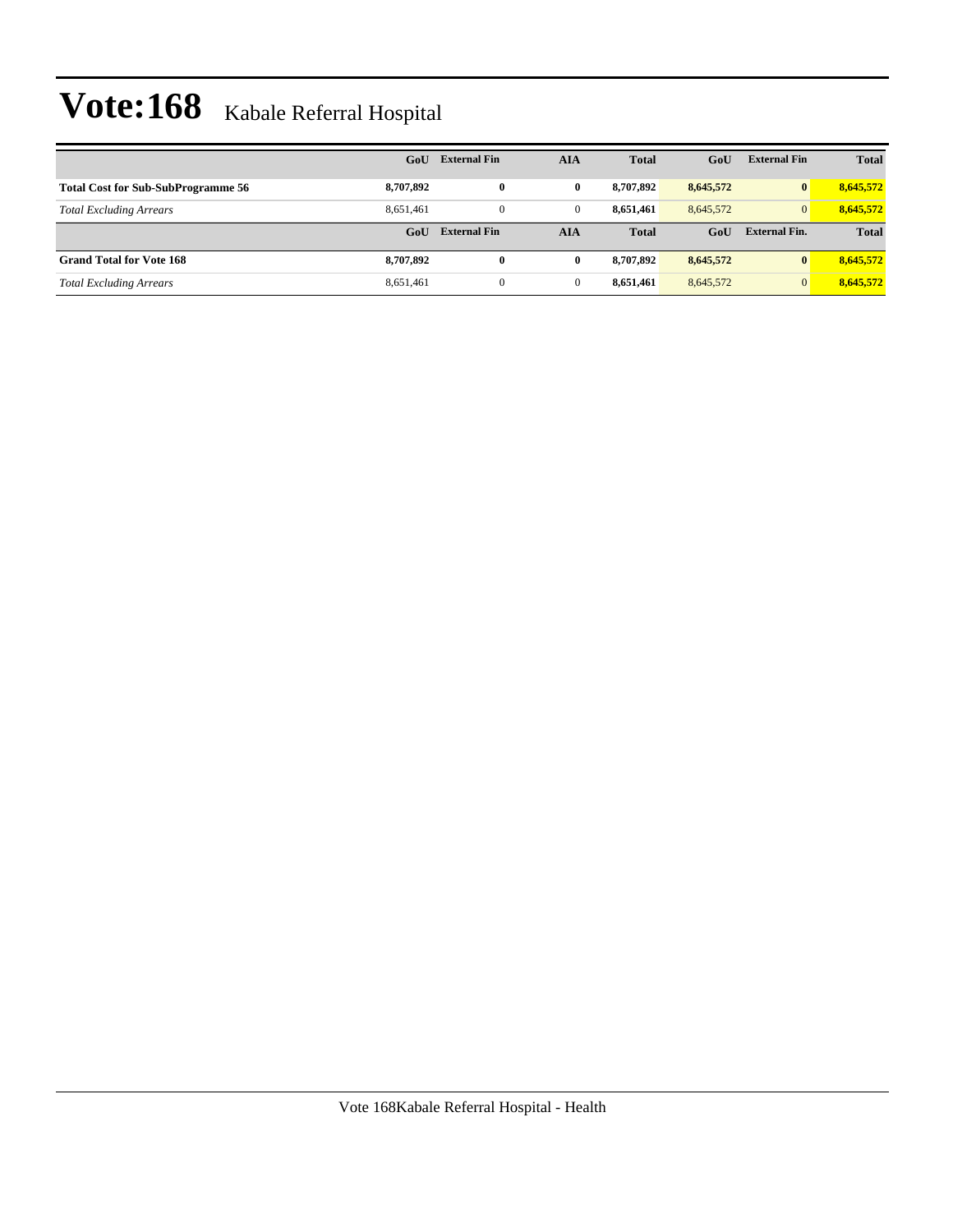# Vote:168 Kabale Referral Hospital

| | GoU | External Fin | AIA | Total | GoU | External Fin | Total |
|---|---|---|---|---|---|---|---|
| **Total Cost for Sub-SubProgramme 56** | **8,707,892** | **0** | **0** | **8,707,892** | **8,645,572** | **0** | **8,645,572** |
| *Total Excluding Arrears* | 8,651,461 | 0 | 0 | **8,651,461** | 8,645,572 | 0 | **8,645,572** |
| | **GoU** | **External Fin** | **AIA** | **Total** | **GoU** | **External Fin.** | **Total** |
| **Grand Total for Vote 168** | **8,707,892** | **0** | **0** | **8,707,892** | **8,645,572** | **0** | **8,645,572** |
| *Total Excluding Arrears* | 8,651,461 | 0 | 0 | **8,651,461** | 8,645,572 | 0 | **8,645,572** |

Vote 168Kabale Referral Hospital - Health